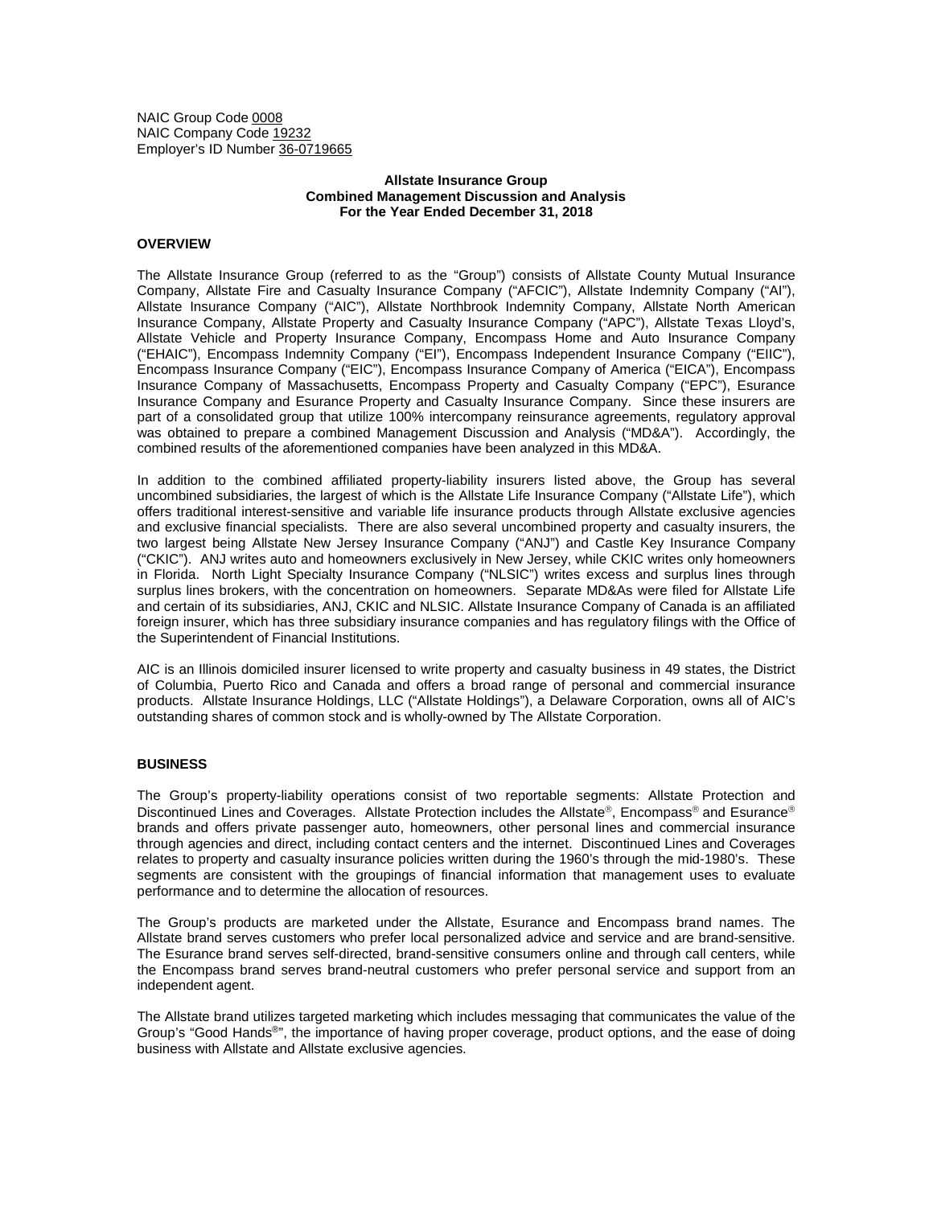NAIC Group Code 0008
NAIC Company Code 19232
Employer's ID Number 36-0719665

**Allstate Insurance Group**
**Combined Management Discussion and Analysis**
**For the Year Ended December 31, 2018**

## OVERVIEW

The Allstate Insurance Group (referred to as the "Group") consists of Allstate County Mutual Insurance Company, Allstate Fire and Casualty Insurance Company ("AFCIC"), Allstate Indemnity Company ("AI"), Allstate Insurance Company ("AIC"), Allstate Northbrook Indemnity Company, Allstate North American Insurance Company, Allstate Property and Casualty Insurance Company ("APC"), Allstate Texas Lloyd's, Allstate Vehicle and Property Insurance Company, Encompass Home and Auto Insurance Company ("EHAIC"), Encompass Indemnity Company ("EI"), Encompass Independent Insurance Company ("EIIC"), Encompass Insurance Company ("EIC"), Encompass Insurance Company of America ("EICA"), Encompass Insurance Company of Massachusetts, Encompass Property and Casualty Company ("EPC"), Esurance Insurance Company and Esurance Property and Casualty Insurance Company. Since these insurers are part of a consolidated group that utilize 100% intercompany reinsurance agreements, regulatory approval was obtained to prepare a combined Management Discussion and Analysis ("MD&A"). Accordingly, the combined results of the aforementioned companies have been analyzed in this MD&A.

In addition to the combined affiliated property-liability insurers listed above, the Group has several uncombined subsidiaries, the largest of which is the Allstate Life Insurance Company ("Allstate Life"), which offers traditional interest-sensitive and variable life insurance products through Allstate exclusive agencies and exclusive financial specialists. There are also several uncombined property and casualty insurers, the two largest being Allstate New Jersey Insurance Company ("ANJ") and Castle Key Insurance Company ("CKIC"). ANJ writes auto and homeowners exclusively in New Jersey, while CKIC writes only homeowners in Florida. North Light Specialty Insurance Company ("NLSIC") writes excess and surplus lines through surplus lines brokers, with the concentration on homeowners. Separate MD&As were filed for Allstate Life and certain of its subsidiaries, ANJ, CKIC and NLSIC. Allstate Insurance Company of Canada is an affiliated foreign insurer, which has three subsidiary insurance companies and has regulatory filings with the Office of the Superintendent of Financial Institutions.

AIC is an Illinois domiciled insurer licensed to write property and casualty business in 49 states, the District of Columbia, Puerto Rico and Canada and offers a broad range of personal and commercial insurance products. Allstate Insurance Holdings, LLC ("Allstate Holdings"), a Delaware Corporation, owns all of AIC's outstanding shares of common stock and is wholly-owned by The Allstate Corporation.

## BUSINESS

The Group's property-liability operations consist of two reportable segments: Allstate Protection and Discontinued Lines and Coverages. Allstate Protection includes the Allstate®, Encompass® and Esurance® brands and offers private passenger auto, homeowners, other personal lines and commercial insurance through agencies and direct, including contact centers and the internet. Discontinued Lines and Coverages relates to property and casualty insurance policies written during the 1960's through the mid-1980's. These segments are consistent with the groupings of financial information that management uses to evaluate performance and to determine the allocation of resources.

The Group's products are marketed under the Allstate, Esurance and Encompass brand names. The Allstate brand serves customers who prefer local personalized advice and service and are brand-sensitive. The Esurance brand serves self-directed, brand-sensitive consumers online and through call centers, while the Encompass brand serves brand-neutral customers who prefer personal service and support from an independent agent.

The Allstate brand utilizes targeted marketing which includes messaging that communicates the value of the Group's "Good Hands®", the importance of having proper coverage, product options, and the ease of doing business with Allstate and Allstate exclusive agencies.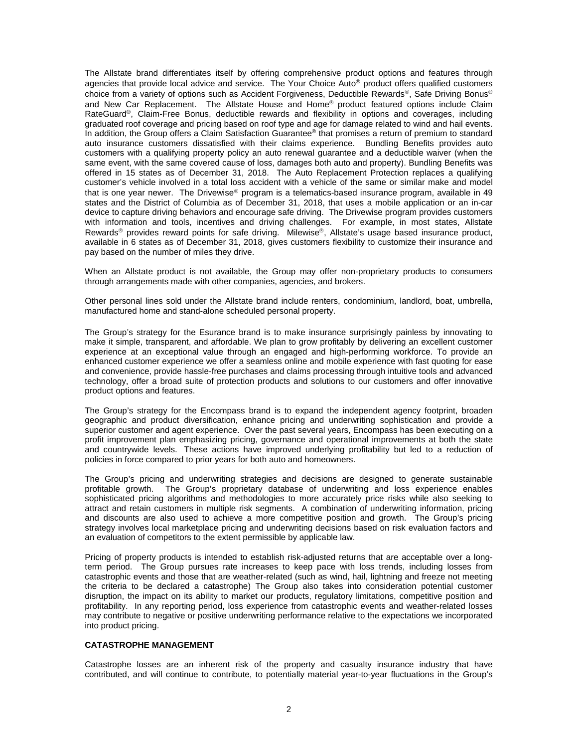The Allstate brand differentiates itself by offering comprehensive product options and features through agencies that provide local advice and service. The Your Choice Auto® product offers qualified customers choice from a variety of options such as Accident Forgiveness, Deductible Rewards®, Safe Driving Bonus® and New Car Replacement. The Allstate House and Home® product featured options include Claim RateGuard®, Claim-Free Bonus, deductible rewards and flexibility in options and coverages, including graduated roof coverage and pricing based on roof type and age for damage related to wind and hail events. In addition, the Group offers a Claim Satisfaction Guarantee® that promises a return of premium to standard auto insurance customers dissatisfied with their claims experience. Bundling Benefits provides auto customers with a qualifying property policy an auto renewal guarantee and a deductible waiver (when the same event, with the same covered cause of loss, damages both auto and property). Bundling Benefits was offered in 15 states as of December 31, 2018. The Auto Replacement Protection replaces a qualifying customer's vehicle involved in a total loss accident with a vehicle of the same or similar make and model that is one year newer. The Drivewise® program is a telematics-based insurance program, available in 49 states and the District of Columbia as of December 31, 2018, that uses a mobile application or an in-car device to capture driving behaviors and encourage safe driving. The Drivewise program provides customers with information and tools, incentives and driving challenges. For example, in most states, Allstate Rewards® provides reward points for safe driving. Milewise®, Allstate's usage based insurance product, available in 6 states as of December 31, 2018, gives customers flexibility to customize their insurance and pay based on the number of miles they drive.

When an Allstate product is not available, the Group may offer non-proprietary products to consumers through arrangements made with other companies, agencies, and brokers.

Other personal lines sold under the Allstate brand include renters, condominium, landlord, boat, umbrella, manufactured home and stand-alone scheduled personal property.

The Group's strategy for the Esurance brand is to make insurance surprisingly painless by innovating to make it simple, transparent, and affordable. We plan to grow profitably by delivering an excellent customer experience at an exceptional value through an engaged and high-performing workforce. To provide an enhanced customer experience we offer a seamless online and mobile experience with fast quoting for ease and convenience, provide hassle-free purchases and claims processing through intuitive tools and advanced technology, offer a broad suite of protection products and solutions to our customers and offer innovative product options and features.

The Group's strategy for the Encompass brand is to expand the independent agency footprint, broaden geographic and product diversification, enhance pricing and underwriting sophistication and provide a superior customer and agent experience. Over the past several years, Encompass has been executing on a profit improvement plan emphasizing pricing, governance and operational improvements at both the state and countrywide levels. These actions have improved underlying profitability but led to a reduction of policies in force compared to prior years for both auto and homeowners.

The Group's pricing and underwriting strategies and decisions are designed to generate sustainable profitable growth. The Group's proprietary database of underwriting and loss experience enables sophisticated pricing algorithms and methodologies to more accurately price risks while also seeking to attract and retain customers in multiple risk segments. A combination of underwriting information, pricing and discounts are also used to achieve a more competitive position and growth. The Group's pricing strategy involves local marketplace pricing and underwriting decisions based on risk evaluation factors and an evaluation of competitors to the extent permissible by applicable law.

Pricing of property products is intended to establish risk-adjusted returns that are acceptable over a long-term period. The Group pursues rate increases to keep pace with loss trends, including losses from catastrophic events and those that are weather-related (such as wind, hail, lightning and freeze not meeting the criteria to be declared a catastrophe) The Group also takes into consideration potential customer disruption, the impact on its ability to market our products, regulatory limitations, competitive position and profitability. In any reporting period, loss experience from catastrophic events and weather-related losses may contribute to negative or positive underwriting performance relative to the expectations we incorporated into product pricing.

## CATASTROPHE MANAGEMENT

Catastrophe losses are an inherent risk of the property and casualty insurance industry that have contributed, and will continue to contribute, to potentially material year-to-year fluctuations in the Group's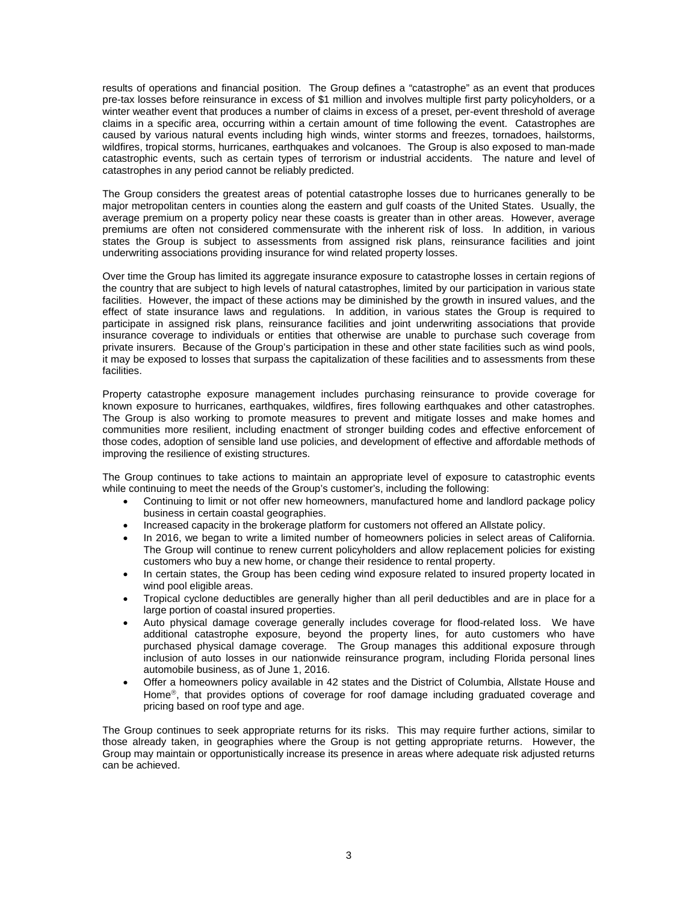results of operations and financial position. The Group defines a "catastrophe" as an event that produces pre-tax losses before reinsurance in excess of $1 million and involves multiple first party policyholders, or a winter weather event that produces a number of claims in excess of a preset, per-event threshold of average claims in a specific area, occurring within a certain amount of time following the event. Catastrophes are caused by various natural events including high winds, winter storms and freezes, tornadoes, hailstorms, wildfires, tropical storms, hurricanes, earthquakes and volcanoes. The Group is also exposed to man-made catastrophic events, such as certain types of terrorism or industrial accidents. The nature and level of catastrophes in any period cannot be reliably predicted.

The Group considers the greatest areas of potential catastrophe losses due to hurricanes generally to be major metropolitan centers in counties along the eastern and gulf coasts of the United States. Usually, the average premium on a property policy near these coasts is greater than in other areas. However, average premiums are often not considered commensurate with the inherent risk of loss. In addition, in various states the Group is subject to assessments from assigned risk plans, reinsurance facilities and joint underwriting associations providing insurance for wind related property losses.

Over time the Group has limited its aggregate insurance exposure to catastrophe losses in certain regions of the country that are subject to high levels of natural catastrophes, limited by our participation in various state facilities. However, the impact of these actions may be diminished by the growth in insured values, and the effect of state insurance laws and regulations. In addition, in various states the Group is required to participate in assigned risk plans, reinsurance facilities and joint underwriting associations that provide insurance coverage to individuals or entities that otherwise are unable to purchase such coverage from private insurers. Because of the Group's participation in these and other state facilities such as wind pools, it may be exposed to losses that surpass the capitalization of these facilities and to assessments from these facilities.

Property catastrophe exposure management includes purchasing reinsurance to provide coverage for known exposure to hurricanes, earthquakes, wildfires, fires following earthquakes and other catastrophes. The Group is also working to promote measures to prevent and mitigate losses and make homes and communities more resilient, including enactment of stronger building codes and effective enforcement of those codes, adoption of sensible land use policies, and development of effective and affordable methods of improving the resilience of existing structures.

The Group continues to take actions to maintain an appropriate level of exposure to catastrophic events while continuing to meet the needs of the Group's customer's, including the following:

- Continuing to limit or not offer new homeowners, manufactured home and landlord package policy business in certain coastal geographies.
- Increased capacity in the brokerage platform for customers not offered an Allstate policy.
- In 2016, we began to write a limited number of homeowners policies in select areas of California. The Group will continue to renew current policyholders and allow replacement policies for existing customers who buy a new home, or change their residence to rental property.
- In certain states, the Group has been ceding wind exposure related to insured property located in wind pool eligible areas.
- Tropical cyclone deductibles are generally higher than all peril deductibles and are in place for a large portion of coastal insured properties.
- Auto physical damage coverage generally includes coverage for flood-related loss. We have additional catastrophe exposure, beyond the property lines, for auto customers who have purchased physical damage coverage. The Group manages this additional exposure through inclusion of auto losses in our nationwide reinsurance program, including Florida personal lines automobile business, as of June 1, 2016.
- Offer a homeowners policy available in 42 states and the District of Columbia, Allstate House and Home®, that provides options of coverage for roof damage including graduated coverage and pricing based on roof type and age.

The Group continues to seek appropriate returns for its risks. This may require further actions, similar to those already taken, in geographies where the Group is not getting appropriate returns. However, the Group may maintain or opportunistically increase its presence in areas where adequate risk adjusted returns can be achieved.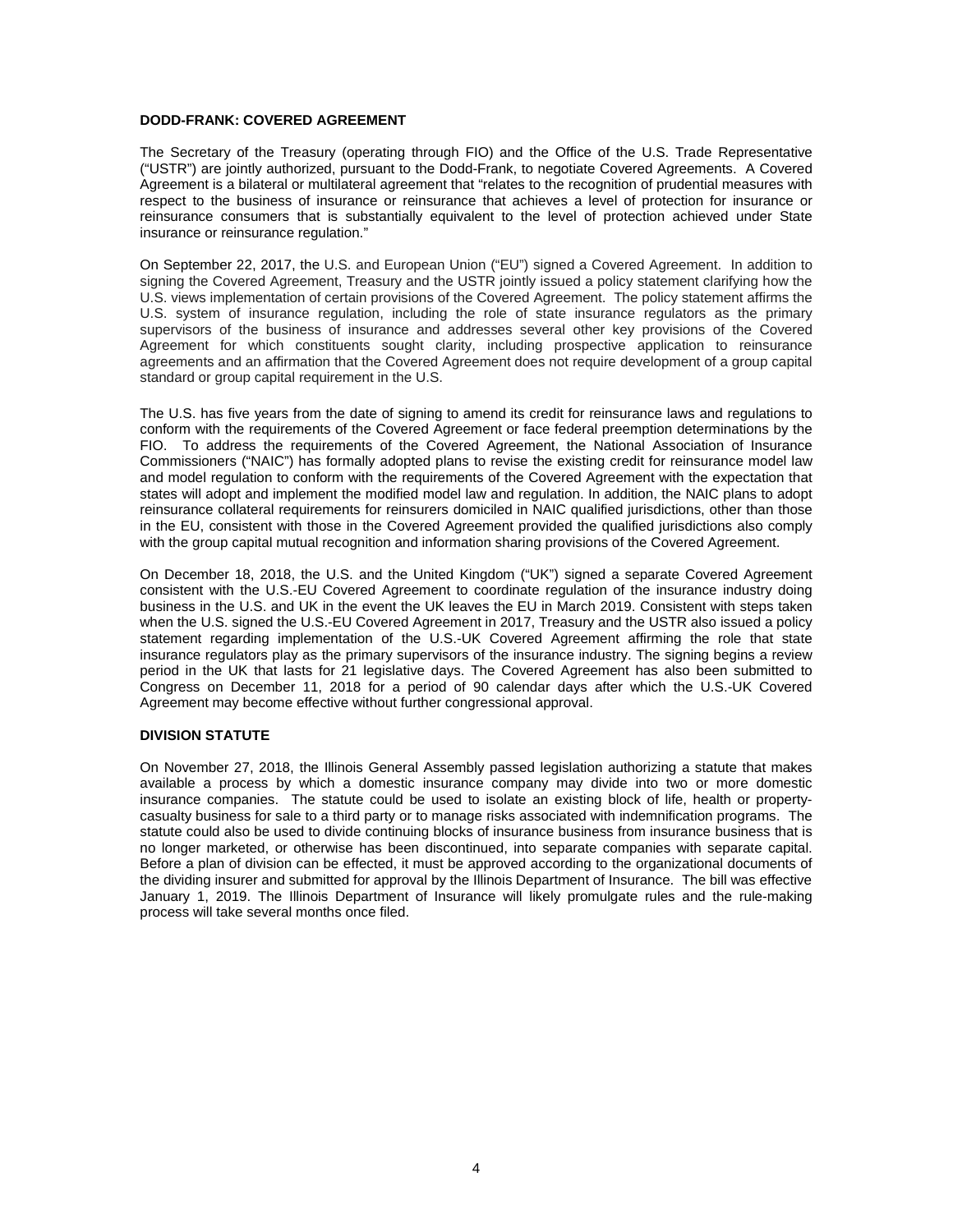## DODD-FRANK: COVERED AGREEMENT

The Secretary of the Treasury (operating through FIO) and the Office of the U.S. Trade Representative ("USTR") are jointly authorized, pursuant to the Dodd-Frank, to negotiate Covered Agreements. A Covered Agreement is a bilateral or multilateral agreement that "relates to the recognition of prudential measures with respect to the business of insurance or reinsurance that achieves a level of protection for insurance or reinsurance consumers that is substantially equivalent to the level of protection achieved under State insurance or reinsurance regulation."

On September 22, 2017, the U.S. and European Union ("EU") signed a Covered Agreement. In addition to signing the Covered Agreement, Treasury and the USTR jointly issued a policy statement clarifying how the U.S. views implementation of certain provisions of the Covered Agreement. The policy statement affirms the U.S. system of insurance regulation, including the role of state insurance regulators as the primary supervisors of the business of insurance and addresses several other key provisions of the Covered Agreement for which constituents sought clarity, including prospective application to reinsurance agreements and an affirmation that the Covered Agreement does not require development of a group capital standard or group capital requirement in the U.S.

The U.S. has five years from the date of signing to amend its credit for reinsurance laws and regulations to conform with the requirements of the Covered Agreement or face federal preemption determinations by the FIO. To address the requirements of the Covered Agreement, the National Association of Insurance Commissioners ("NAIC") has formally adopted plans to revise the existing credit for reinsurance model law and model regulation to conform with the requirements of the Covered Agreement with the expectation that states will adopt and implement the modified model law and regulation. In addition, the NAIC plans to adopt reinsurance collateral requirements for reinsurers domiciled in NAIC qualified jurisdictions, other than those in the EU, consistent with those in the Covered Agreement provided the qualified jurisdictions also comply with the group capital mutual recognition and information sharing provisions of the Covered Agreement.

On December 18, 2018, the U.S. and the United Kingdom ("UK") signed a separate Covered Agreement consistent with the U.S.-EU Covered Agreement to coordinate regulation of the insurance industry doing business in the U.S. and UK in the event the UK leaves the EU in March 2019. Consistent with steps taken when the U.S. signed the U.S.-EU Covered Agreement in 2017, Treasury and the USTR also issued a policy statement regarding implementation of the U.S.-UK Covered Agreement affirming the role that state insurance regulators play as the primary supervisors of the insurance industry. The signing begins a review period in the UK that lasts for 21 legislative days. The Covered Agreement has also been submitted to Congress on December 11, 2018 for a period of 90 calendar days after which the U.S.-UK Covered Agreement may become effective without further congressional approval.

## DIVISION STATUTE

On November 27, 2018, the Illinois General Assembly passed legislation authorizing a statute that makes available a process by which a domestic insurance company may divide into two or more domestic insurance companies. The statute could be used to isolate an existing block of life, health or property-casualty business for sale to a third party or to manage risks associated with indemnification programs. The statute could also be used to divide continuing blocks of insurance business from insurance business that is no longer marketed, or otherwise has been discontinued, into separate companies with separate capital. Before a plan of division can be effected, it must be approved according to the organizational documents of the dividing insurer and submitted for approval by the Illinois Department of Insurance. The bill was effective January 1, 2019. The Illinois Department of Insurance will likely promulgate rules and the rule-making process will take several months once filed.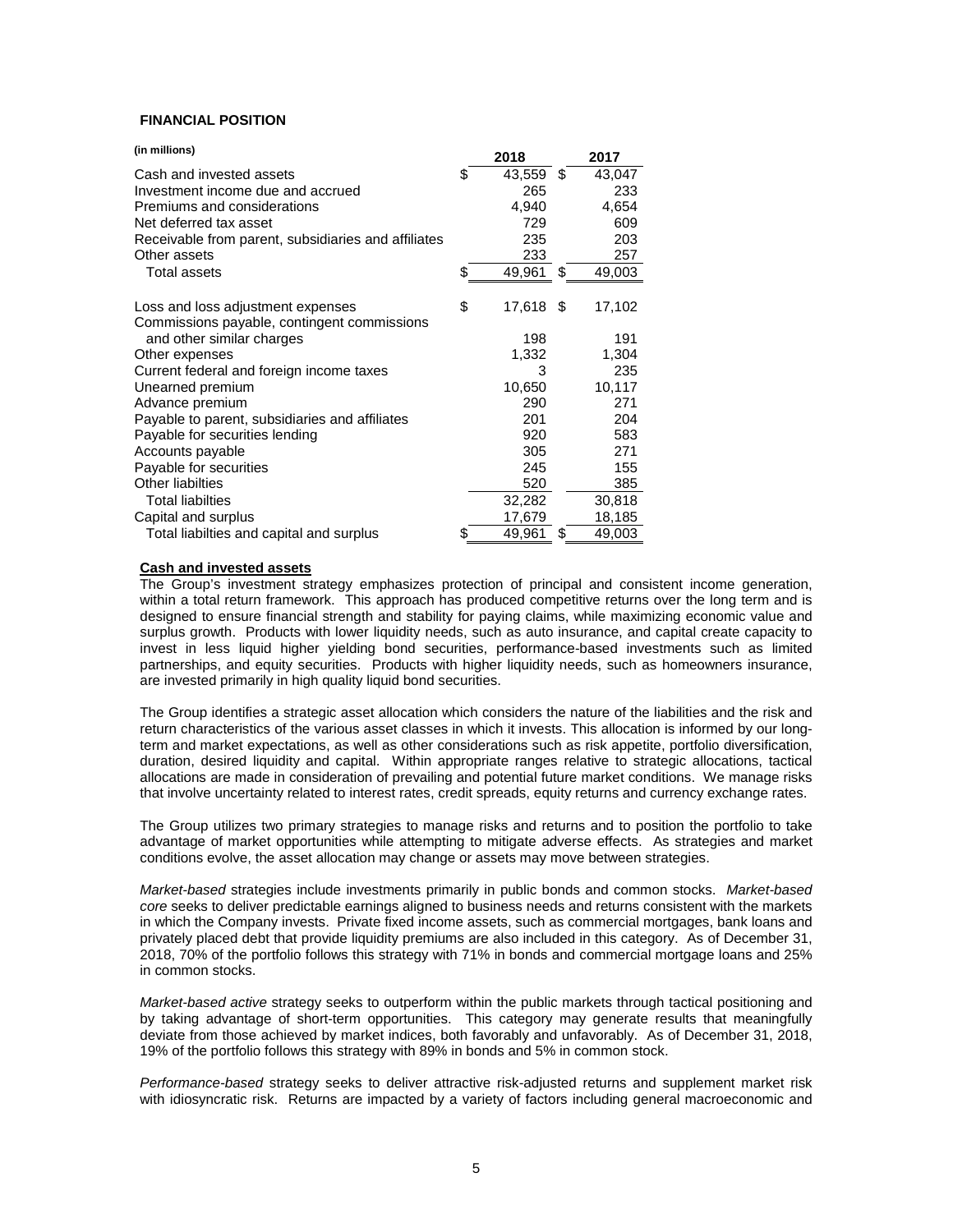## FINANCIAL POSITION

| (in millions) | 2018 | 2017 |
|---|---|---|
| Cash and invested assets | $ 43,559 | $ 43,047 |
| Investment income due and accrued | 265 | 233 |
| Premiums and considerations | 4,940 | 4,654 |
| Net deferred tax asset | 729 | 609 |
| Receivable from parent, subsidiaries and affiliates | 235 | 203 |
| Other assets | 233 | 257 |
| Total assets | $ 49,961 | $ 49,003 |
| | | |
| Loss and loss adjustment expenses | $ 17,618 | $ 17,102 |
| Commissions payable, contingent commissions and other similar charges | 198 | 191 |
| Other expenses | 1,332 | 1,304 |
| Current federal and foreign income taxes | 3 | 235 |
| Unearned premium | 10,650 | 10,117 |
| Advance premium | 290 | 271 |
| Payable to parent, subsidiaries and affiliates | 201 | 204 |
| Payable for securities lending | 920 | 583 |
| Accounts payable | 305 | 271 |
| Payable for securities | 245 | 155 |
| Other liabilties | 520 | 385 |
| Total liabilties | 32,282 | 30,818 |
| Capital and surplus | 17,679 | 18,185 |
| Total liabilties and capital and surplus | $ 49,961 | $ 49,003 |

**Cash and invested assets**

The Group's investment strategy emphasizes protection of principal and consistent income generation, within a total return framework. This approach has produced competitive returns over the long term and is designed to ensure financial strength and stability for paying claims, while maximizing economic value and surplus growth. Products with lower liquidity needs, such as auto insurance, and capital create capacity to invest in less liquid higher yielding bond securities, performance-based investments such as limited partnerships, and equity securities. Products with higher liquidity needs, such as homeowners insurance, are invested primarily in high quality liquid bond securities.

The Group identifies a strategic asset allocation which considers the nature of the liabilities and the risk and return characteristics of the various asset classes in which it invests. This allocation is informed by our long-term and market expectations, as well as other considerations such as risk appetite, portfolio diversification, duration, desired liquidity and capital. Within appropriate ranges relative to strategic allocations, tactical allocations are made in consideration of prevailing and potential future market conditions. We manage risks that involve uncertainty related to interest rates, credit spreads, equity returns and currency exchange rates.

The Group utilizes two primary strategies to manage risks and returns and to position the portfolio to take advantage of market opportunities while attempting to mitigate adverse effects. As strategies and market conditions evolve, the asset allocation may change or assets may move between strategies.

*Market-based* strategies include investments primarily in public bonds and common stocks. *Market-based core* seeks to deliver predictable earnings aligned to business needs and returns consistent with the markets in which the Company invests. Private fixed income assets, such as commercial mortgages, bank loans and privately placed debt that provide liquidity premiums are also included in this category. As of December 31, 2018, 70% of the portfolio follows this strategy with 71% in bonds and commercial mortgage loans and 25% in common stocks.

*Market-based active* strategy seeks to outperform within the public markets through tactical positioning and by taking advantage of short-term opportunities. This category may generate results that meaningfully deviate from those achieved by market indices, both favorably and unfavorably. As of December 31, 2018, 19% of the portfolio follows this strategy with 89% in bonds and 5% in common stock.

*Performance-based* strategy seeks to deliver attractive risk-adjusted returns and supplement market risk with idiosyncratic risk. Returns are impacted by a variety of factors including general macroeconomic and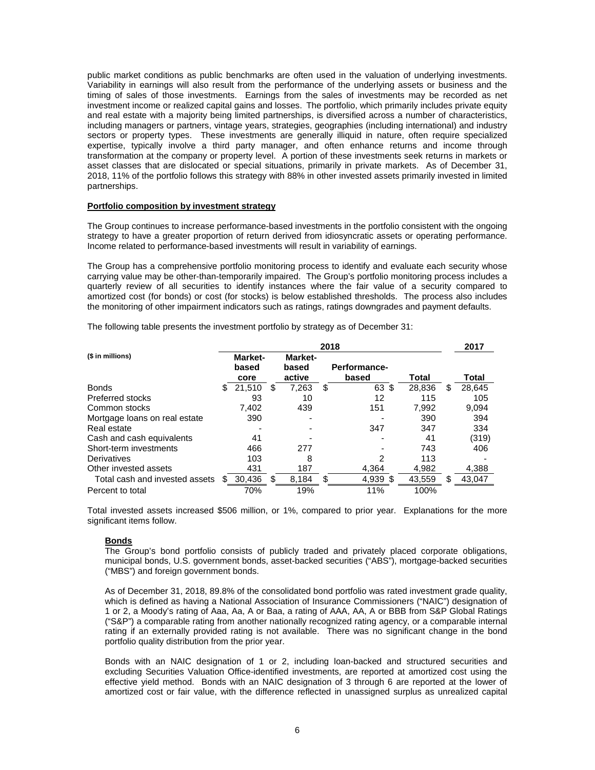public market conditions as public benchmarks are often used in the valuation of underlying investments. Variability in earnings will also result from the performance of the underlying assets or business and the timing of sales of those investments. Earnings from the sales of investments may be recorded as net investment income or realized capital gains and losses. The portfolio, which primarily includes private equity and real estate with a majority being limited partnerships, is diversified across a number of characteristics, including managers or partners, vintage years, strategies, geographies (including international) and industry sectors or property types. These investments are generally illiquid in nature, often require specialized expertise, typically involve a third party manager, and often enhance returns and income through transformation at the company or property level. A portion of these investments seek returns in markets or asset classes that are dislocated or special situations, primarily in private markets. As of December 31, 2018, 11% of the portfolio follows this strategy with 88% in other invested assets primarily invested in limited partnerships.

**Portfolio composition by investment strategy**

The Group continues to increase performance-based investments in the portfolio consistent with the ongoing strategy to have a greater proportion of return derived from idiosyncratic assets or operating performance. Income related to performance-based investments will result in variability of earnings.

The Group has a comprehensive portfolio monitoring process to identify and evaluate each security whose carrying value may be other-than-temporarily impaired. The Group's portfolio monitoring process includes a quarterly review of all securities to identify instances where the fair value of a security compared to amortized cost (for bonds) or cost (for stocks) is below established thresholds. The process also includes the monitoring of other impairment indicators such as ratings, ratings downgrades and payment defaults.

The following table presents the investment portfolio by strategy as of December 31:

| ($ in millions) | 2018 | | | | 2017 |
|---|---|---|---|---|---|
| | Market-based core | Market-based active | Performance-based | Total | Total |
| Bonds | $ 21,510 | $ 7,263 | $ 63 | $ 28,836 | $ 28,645 |
| Preferred stocks | 93 | 10 | 12 | 115 | 105 |
| Common stocks | 7,402 | 439 | 151 | 7,992 | 9,094 |
| Mortgage loans on real estate | 390 | - | - | 390 | 394 |
| Real estate | - | - | 347 | 347 | 334 |
| Cash and cash equivalents | 41 | - | - | 41 | (319) |
| Short-term investments | 466 | 277 | - | 743 | 406 |
| Derivatives | 103 | 8 | 2 | 113 | - |
| Other invested assets | 431 | 187 | 4,364 | 4,982 | 4,388 |
| Total cash and invested assets | $ 30,436 | $ 8,184 | $ 4,939 | $ 43,559 | $ 43,047 |
| Percent to total | 70% | 19% | 11% | 100% | |

Total invested assets increased $506 million, or 1%, compared to prior year. Explanations for the more significant items follow.

**Bonds**

The Group's bond portfolio consists of publicly traded and privately placed corporate obligations, municipal bonds, U.S. government bonds, asset-backed securities ("ABS"), mortgage-backed securities ("MBS") and foreign government bonds.

As of December 31, 2018, 89.8% of the consolidated bond portfolio was rated investment grade quality, which is defined as having a National Association of Insurance Commissioners ("NAIC") designation of 1 or 2, a Moody's rating of Aaa, Aa, A or Baa, a rating of AAA, AA, A or BBB from S&P Global Ratings ("S&P") a comparable rating from another nationally recognized rating agency, or a comparable internal rating if an externally provided rating is not available. There was no significant change in the bond portfolio quality distribution from the prior year.

Bonds with an NAIC designation of 1 or 2, including loan-backed and structured securities and excluding Securities Valuation Office-identified investments, are reported at amortized cost using the effective yield method. Bonds with an NAIC designation of 3 through 6 are reported at the lower of amortized cost or fair value, with the difference reflected in unassigned surplus as unrealized capital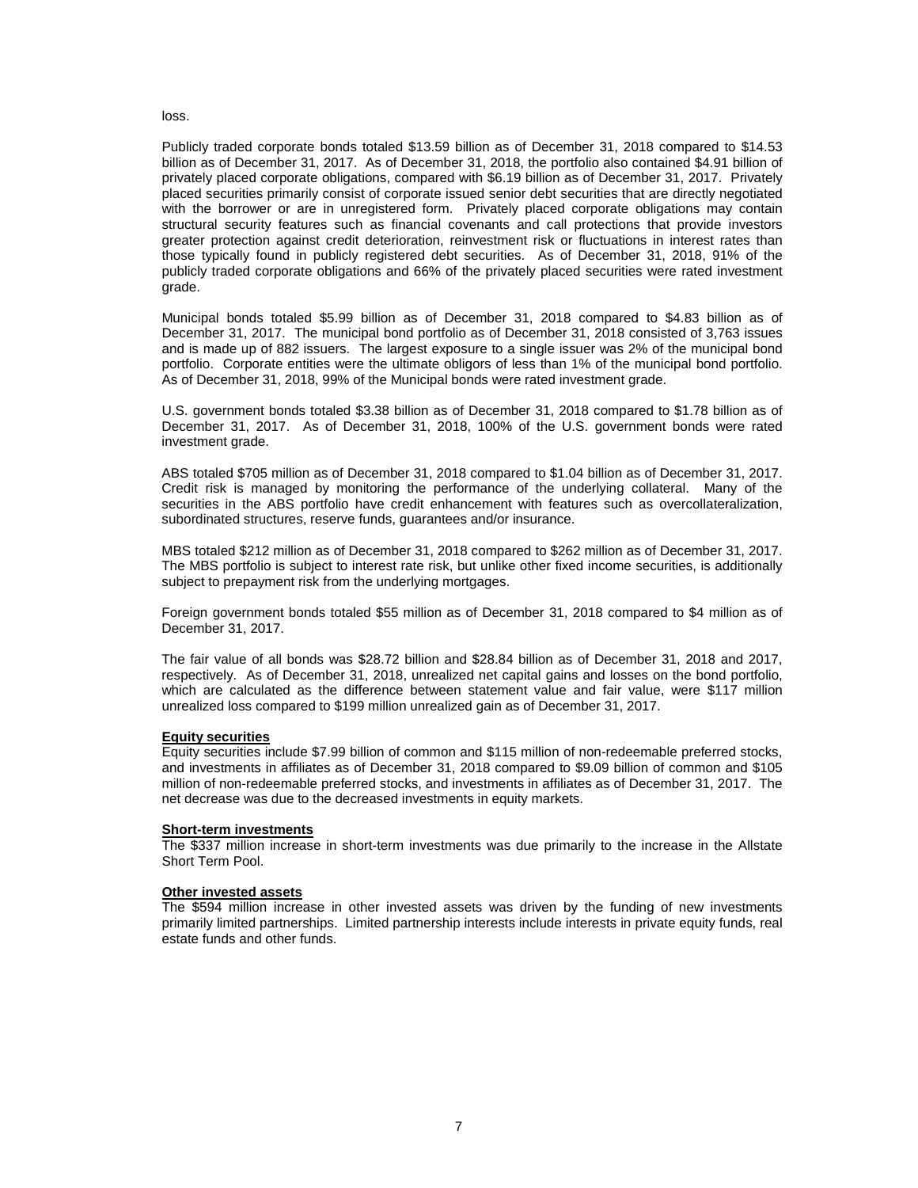loss.

Publicly traded corporate bonds totaled $13.59 billion as of December 31, 2018 compared to $14.53 billion as of December 31, 2017. As of December 31, 2018, the portfolio also contained $4.91 billion of privately placed corporate obligations, compared with $6.19 billion as of December 31, 2017. Privately placed securities primarily consist of corporate issued senior debt securities that are directly negotiated with the borrower or are in unregistered form. Privately placed corporate obligations may contain structural security features such as financial covenants and call protections that provide investors greater protection against credit deterioration, reinvestment risk or fluctuations in interest rates than those typically found in publicly registered debt securities. As of December 31, 2018, 91% of the publicly traded corporate obligations and 66% of the privately placed securities were rated investment grade.

Municipal bonds totaled $5.99 billion as of December 31, 2018 compared to $4.83 billion as of December 31, 2017. The municipal bond portfolio as of December 31, 2018 consisted of 3,763 issues and is made up of 882 issuers. The largest exposure to a single issuer was 2% of the municipal bond portfolio. Corporate entities were the ultimate obligors of less than 1% of the municipal bond portfolio. As of December 31, 2018, 99% of the Municipal bonds were rated investment grade.

U.S. government bonds totaled $3.38 billion as of December 31, 2018 compared to $1.78 billion as of December 31, 2017. As of December 31, 2018, 100% of the U.S. government bonds were rated investment grade.

ABS totaled $705 million as of December 31, 2018 compared to $1.04 billion as of December 31, 2017. Credit risk is managed by monitoring the performance of the underlying collateral. Many of the securities in the ABS portfolio have credit enhancement with features such as overcollateralization, subordinated structures, reserve funds, guarantees and/or insurance.

MBS totaled $212 million as of December 31, 2018 compared to $262 million as of December 31, 2017. The MBS portfolio is subject to interest rate risk, but unlike other fixed income securities, is additionally subject to prepayment risk from the underlying mortgages.

Foreign government bonds totaled $55 million as of December 31, 2018 compared to $4 million as of December 31, 2017.

The fair value of all bonds was $28.72 billion and $28.84 billion as of December 31, 2018 and 2017, respectively. As of December 31, 2018, unrealized net capital gains and losses on the bond portfolio, which are calculated as the difference between statement value and fair value, were $117 million unrealized loss compared to $199 million unrealized gain as of December 31, 2017.

**Equity securities**

Equity securities include $7.99 billion of common and $115 million of non-redeemable preferred stocks, and investments in affiliates as of December 31, 2018 compared to $9.09 billion of common and $105 million of non-redeemable preferred stocks, and investments in affiliates as of December 31, 2017. The net decrease was due to the decreased investments in equity markets.

**Short-term investments**

The $337 million increase in short-term investments was due primarily to the increase in the Allstate Short Term Pool.

**Other invested assets**

The $594 million increase in other invested assets was driven by the funding of new investments primarily limited partnerships. Limited partnership interests include interests in private equity funds, real estate funds and other funds.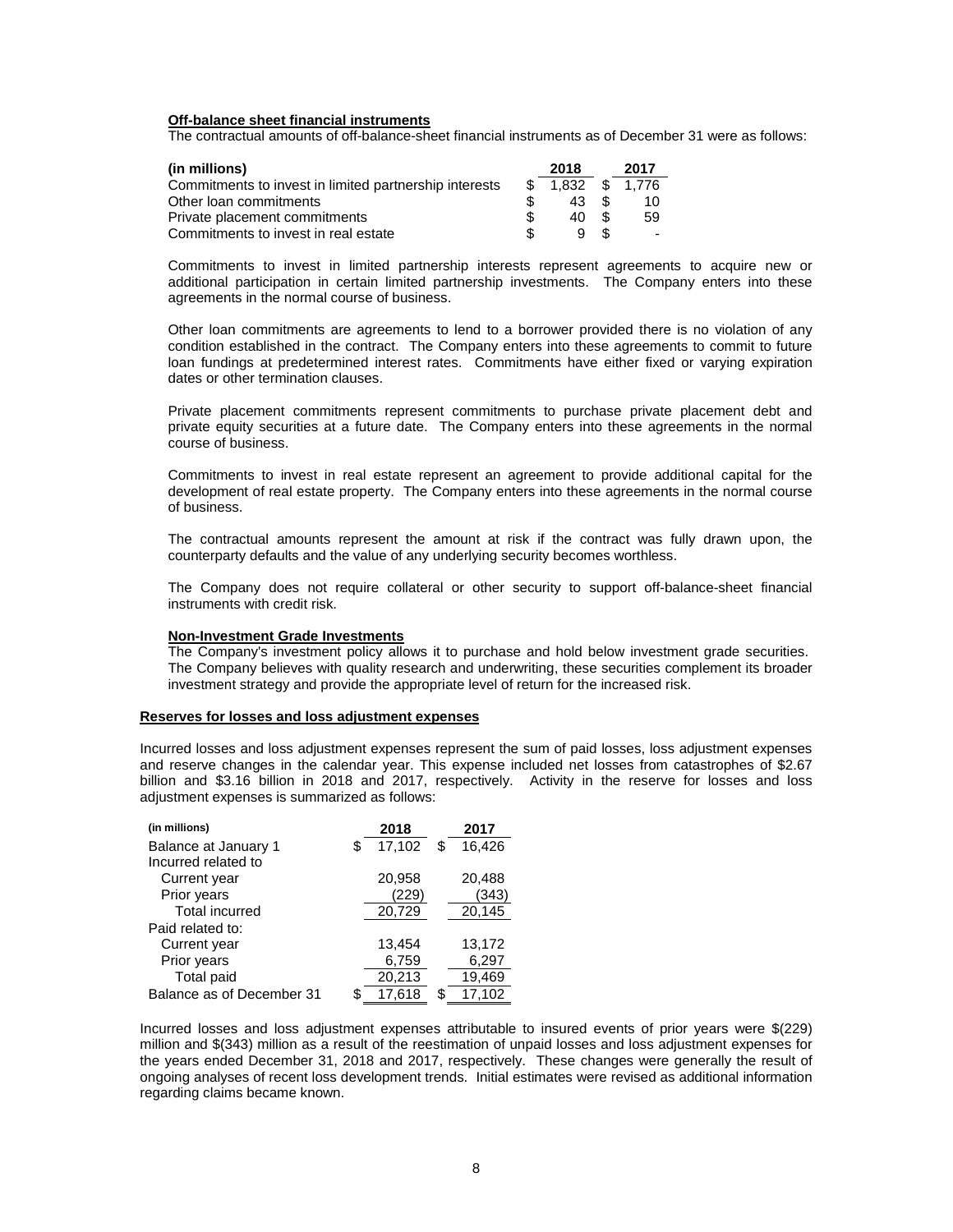**Off-balance sheet financial instruments**

The contractual amounts of off-balance-sheet financial instruments as of December 31 were as follows:

| (in millions) | 2018 | 2017 |
|---|---|---|
| Commitments to invest in limited partnership interests | $ 1,832 | $ 1,776 |
| Other loan commitments | $ 43 | $ 10 |
| Private placement commitments | $ 40 | $ 59 |
| Commitments to invest in real estate | $ 9 | $ - |

Commitments to invest in limited partnership interests represent agreements to acquire new or additional participation in certain limited partnership investments. The Company enters into these agreements in the normal course of business.

Other loan commitments are agreements to lend to a borrower provided there is no violation of any condition established in the contract. The Company enters into these agreements to commit to future loan fundings at predetermined interest rates. Commitments have either fixed or varying expiration dates or other termination clauses.

Private placement commitments represent commitments to purchase private placement debt and private equity securities at a future date. The Company enters into these agreements in the normal course of business.

Commitments to invest in real estate represent an agreement to provide additional capital for the development of real estate property. The Company enters into these agreements in the normal course of business.

The contractual amounts represent the amount at risk if the contract was fully drawn upon, the counterparty defaults and the value of any underlying security becomes worthless.

The Company does not require collateral or other security to support off-balance-sheet financial instruments with credit risk.

**Non-Investment Grade Investments**

The Company's investment policy allows it to purchase and hold below investment grade securities. The Company believes with quality research and underwriting, these securities complement its broader investment strategy and provide the appropriate level of return for the increased risk.

**Reserves for losses and loss adjustment expenses**

Incurred losses and loss adjustment expenses represent the sum of paid losses, loss adjustment expenses and reserve changes in the calendar year. This expense included net losses from catastrophes of $2.67 billion and $3.16 billion in 2018 and 2017, respectively. Activity in the reserve for losses and loss adjustment expenses is summarized as follows:

| (in millions) | 2018 | 2017 |
|---|---|---|
| Balance at January 1 | $ 17,102 | $ 16,426 |
| Incurred related to | | |
| Current year | 20,958 | 20,488 |
| Prior years | (229) | (343) |
| Total incurred | 20,729 | 20,145 |
| Paid related to: | | |
| Current year | 13,454 | 13,172 |
| Prior years | 6,759 | 6,297 |
| Total paid | 20,213 | 19,469 |
| Balance as of December 31 | $ 17,618 | $ 17,102 |

Incurred losses and loss adjustment expenses attributable to insured events of prior years were $(229) million and $(343) million as a result of the reestimation of unpaid losses and loss adjustment expenses for the years ended December 31, 2018 and 2017, respectively. These changes were generally the result of ongoing analyses of recent loss development trends. Initial estimates were revised as additional information regarding claims became known.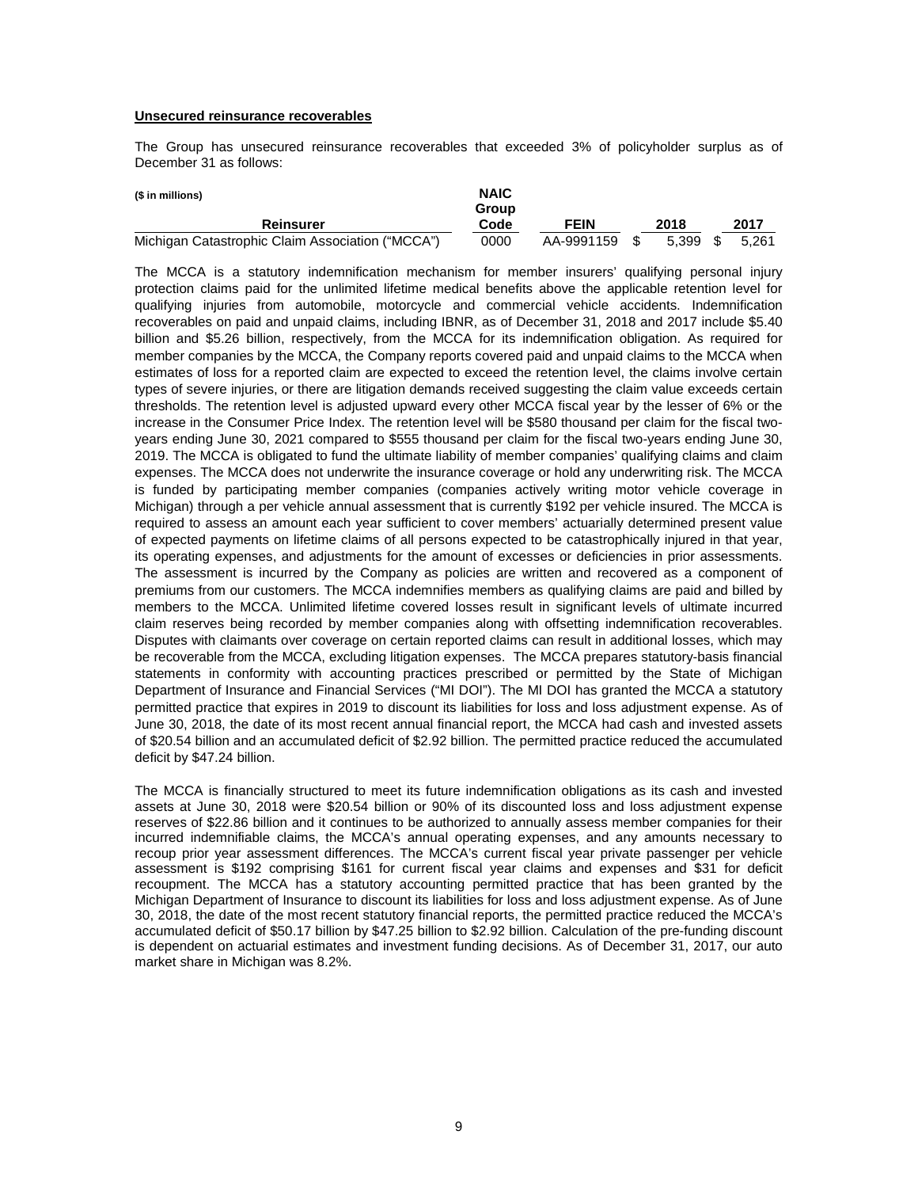**Unsecured reinsurance recoverables**

The Group has unsecured reinsurance recoverables that exceeded 3% of policyholder surplus as of December 31 as follows:

| ($ in millions) Reinsurer | NAIC Group Code | FEIN | 2018 | 2017 |
|---|---|---|---|---|
| Michigan Catastrophic Claim Association ("MCCA") | 0000 | AA-9991159 | $ 5,399 | $ 5,261 |

The MCCA is a statutory indemnification mechanism for member insurers' qualifying personal injury protection claims paid for the unlimited lifetime medical benefits above the applicable retention level for qualifying injuries from automobile, motorcycle and commercial vehicle accidents. Indemnification recoverables on paid and unpaid claims, including IBNR, as of December 31, 2018 and 2017 include $5.40 billion and $5.26 billion, respectively, from the MCCA for its indemnification obligation. As required for member companies by the MCCA, the Company reports covered paid and unpaid claims to the MCCA when estimates of loss for a reported claim are expected to exceed the retention level, the claims involve certain types of severe injuries, or there are litigation demands received suggesting the claim value exceeds certain thresholds. The retention level is adjusted upward every other MCCA fiscal year by the lesser of 6% or the increase in the Consumer Price Index. The retention level will be $580 thousand per claim for the fiscal two-years ending June 30, 2021 compared to $555 thousand per claim for the fiscal two-years ending June 30, 2019. The MCCA is obligated to fund the ultimate liability of member companies' qualifying claims and claim expenses. The MCCA does not underwrite the insurance coverage or hold any underwriting risk. The MCCA is funded by participating member companies (companies actively writing motor vehicle coverage in Michigan) through a per vehicle annual assessment that is currently $192 per vehicle insured. The MCCA is required to assess an amount each year sufficient to cover members' actuarially determined present value of expected payments on lifetime claims of all persons expected to be catastrophically injured in that year, its operating expenses, and adjustments for the amount of excesses or deficiencies in prior assessments. The assessment is incurred by the Company as policies are written and recovered as a component of premiums from our customers. The MCCA indemnifies members as qualifying claims are paid and billed by members to the MCCA. Unlimited lifetime covered losses result in significant levels of ultimate incurred claim reserves being recorded by member companies along with offsetting indemnification recoverables. Disputes with claimants over coverage on certain reported claims can result in additional losses, which may be recoverable from the MCCA, excluding litigation expenses. The MCCA prepares statutory-basis financial statements in conformity with accounting practices prescribed or permitted by the State of Michigan Department of Insurance and Financial Services ("MI DOI"). The MI DOI has granted the MCCA a statutory permitted practice that expires in 2019 to discount its liabilities for loss and loss adjustment expense. As of June 30, 2018, the date of its most recent annual financial report, the MCCA had cash and invested assets of $20.54 billion and an accumulated deficit of $2.92 billion. The permitted practice reduced the accumulated deficit by $47.24 billion.

The MCCA is financially structured to meet its future indemnification obligations as its cash and invested assets at June 30, 2018 were $20.54 billion or 90% of its discounted loss and loss adjustment expense reserves of $22.86 billion and it continues to be authorized to annually assess member companies for their incurred indemnifiable claims, the MCCA's annual operating expenses, and any amounts necessary to recoup prior year assessment differences. The MCCA's current fiscal year private passenger per vehicle assessment is $192 comprising $161 for current fiscal year claims and expenses and $31 for deficit recoupment. The MCCA has a statutory accounting permitted practice that has been granted by the Michigan Department of Insurance to discount its liabilities for loss and loss adjustment expense. As of June 30, 2018, the date of the most recent statutory financial reports, the permitted practice reduced the MCCA's accumulated deficit of $50.17 billion by $47.25 billion to $2.92 billion. Calculation of the pre-funding discount is dependent on actuarial estimates and investment funding decisions. As of December 31, 2017, our auto market share in Michigan was 8.2%.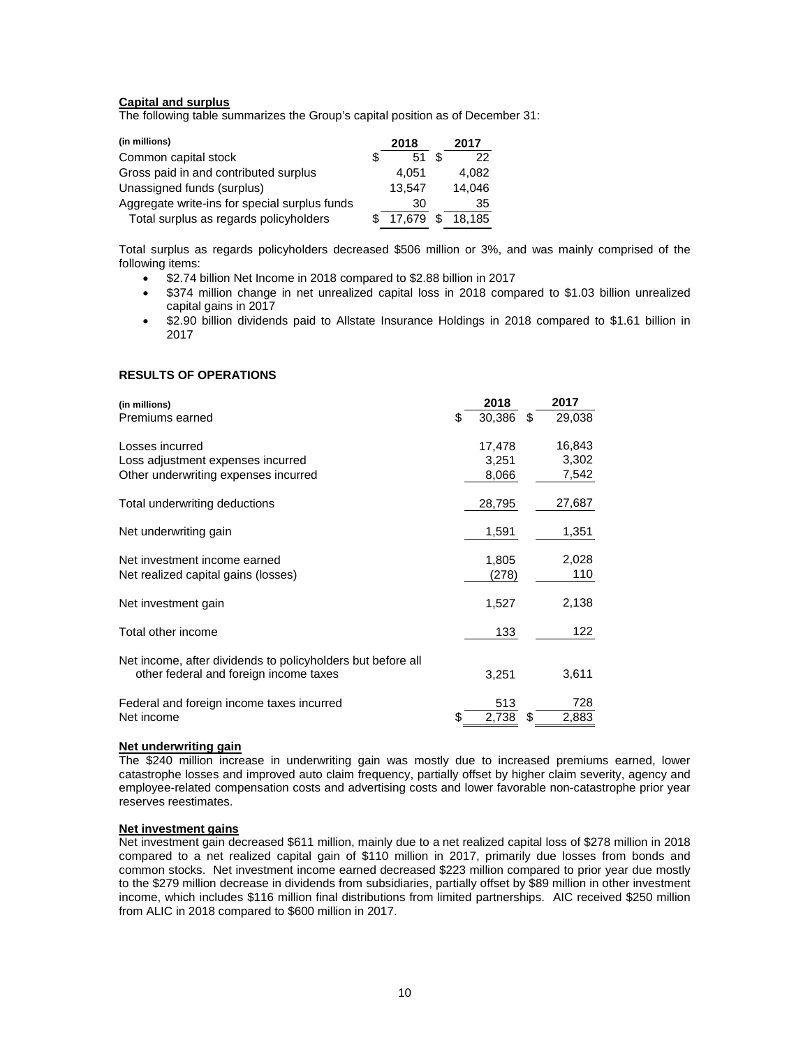**Capital and surplus**

The following table summarizes the Group's capital position as of December 31:

| (in millions) | 2018 | 2017 |
|---|---|---|
| Common capital stock | $ 51 | $ 22 |
| Gross paid in and contributed surplus | 4,051 | 4,082 |
| Unassigned funds (surplus) | 13,547 | 14,046 |
| Aggregate write-ins for special surplus funds | 30 | 35 |
| Total surplus as regards policyholders | $ 17,679 | $ 18,185 |

Total surplus as regards policyholders decreased $506 million or 3%, and was mainly comprised of the following items:

- $2.74 billion Net Income in 2018 compared to $2.88 billion in 2017
- $374 million change in net unrealized capital loss in 2018 compared to $1.03 billion unrealized capital gains in 2017
- $2.90 billion dividends paid to Allstate Insurance Holdings in 2018 compared to $1.61 billion in 2017

**RESULTS OF OPERATIONS**

| (in millions) | 2018 | 2017 |
|---|---|---|
| Premiums earned | $ 30,386 | $ 29,038 |
| Losses incurred | 17,478 | 16,843 |
| Loss adjustment expenses incurred | 3,251 | 3,302 |
| Other underwriting expenses incurred | 8,066 | 7,542 |
| Total underwriting deductions | 28,795 | 27,687 |
| Net underwriting gain | 1,591 | 1,351 |
| Net investment income earned | 1,805 | 2,028 |
| Net realized capital gains (losses) | (278) | 110 |
| Net investment gain | 1,527 | 2,138 |
| Total other income | 133 | 122 |
| Net income, after dividends to policyholders but before all other federal and foreign income taxes | 3,251 | 3,611 |
| Federal and foreign income taxes incurred | 513 | 728 |
| Net income | $ 2,738 | $ 2,883 |

**Net underwriting gain**

The $240 million increase in underwriting gain was mostly due to increased premiums earned, lower catastrophe losses and improved auto claim frequency, partially offset by higher claim severity, agency and employee-related compensation costs and advertising costs and lower favorable non-catastrophe prior year reserves reestimates.

**Net investment gains**

Net investment gain decreased $611 million, mainly due to a net realized capital loss of $278 million in 2018 compared to a net realized capital gain of $110 million in 2017, primarily due losses from bonds and common stocks. Net investment income earned decreased $223 million compared to prior year due mostly to the $279 million decrease in dividends from subsidiaries, partially offset by $89 million in other investment income, which includes $116 million final distributions from limited partnerships. AIC received $250 million from ALIC in 2018 compared to $600 million in 2017.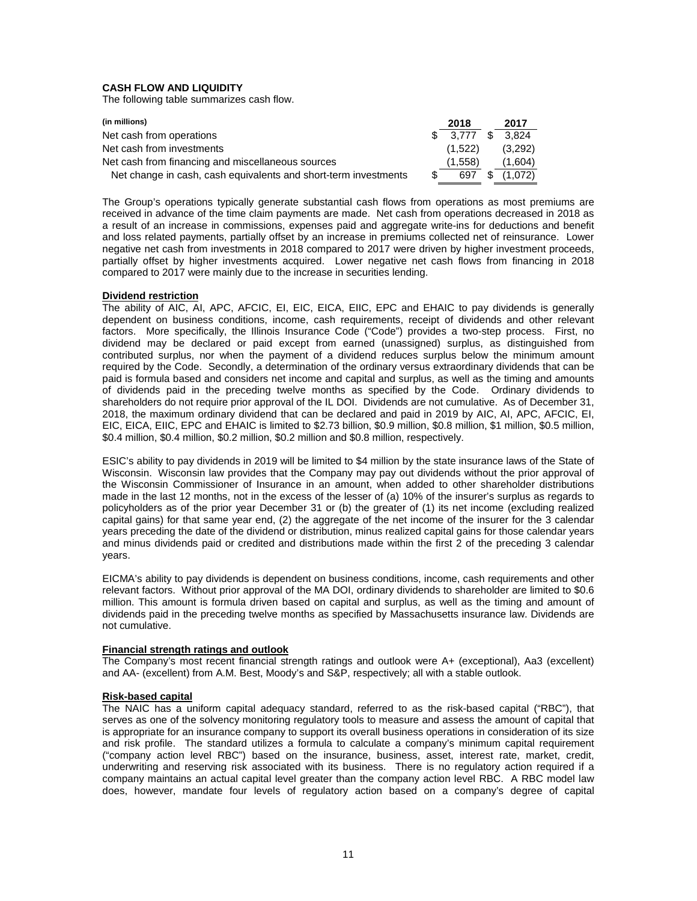## CASH FLOW AND LIQUIDITY

The following table summarizes cash flow.

| (in millions) | 2018 | 2017 |
|---|---|---|
| Net cash from operations | $ 3,777 | $ 3,824 |
| Net cash from investments | (1,522) | (3,292) |
| Net cash from financing and miscellaneous sources | (1,558) | (1,604) |
| Net change in cash, cash equivalents and short-term investments | $ 697 | $ (1,072) |

The Group's operations typically generate substantial cash flows from operations as most premiums are received in advance of the time claim payments are made. Net cash from operations decreased in 2018 as a result of an increase in commissions, expenses paid and aggregate write-ins for deductions and benefit and loss related payments, partially offset by an increase in premiums collected net of reinsurance. Lower negative net cash from investments in 2018 compared to 2017 were driven by higher investment proceeds, partially offset by higher investments acquired. Lower negative net cash flows from financing in 2018 compared to 2017 were mainly due to the increase in securities lending.

### Dividend restriction

The ability of AIC, AI, APC, AFCIC, EI, EIC, EICA, EIIC, EPC and EHAIC to pay dividends is generally dependent on business conditions, income, cash requirements, receipt of dividends and other relevant factors. More specifically, the Illinois Insurance Code ("Code") provides a two-step process. First, no dividend may be declared or paid except from earned (unassigned) surplus, as distinguished from contributed surplus, nor when the payment of a dividend reduces surplus below the minimum amount required by the Code. Secondly, a determination of the ordinary versus extraordinary dividends that can be paid is formula based and considers net income and capital and surplus, as well as the timing and amounts of dividends paid in the preceding twelve months as specified by the Code. Ordinary dividends to shareholders do not require prior approval of the IL DOI. Dividends are not cumulative. As of December 31, 2018, the maximum ordinary dividend that can be declared and paid in 2019 by AIC, AI, APC, AFCIC, EI, EIC, EICA, EIIC, EPC and EHAIC is limited to $2.73 billion, $0.9 million, $0.8 million, $1 million, $0.5 million, $0.4 million, $0.4 million, $0.2 million, $0.2 million and $0.8 million, respectively.

ESIC's ability to pay dividends in 2019 will be limited to $4 million by the state insurance laws of the State of Wisconsin. Wisconsin law provides that the Company may pay out dividends without the prior approval of the Wisconsin Commissioner of Insurance in an amount, when added to other shareholder distributions made in the last 12 months, not in the excess of the lesser of (a) 10% of the insurer's surplus as regards to policyholders as of the prior year December 31 or (b) the greater of (1) its net income (excluding realized capital gains) for that same year end, (2) the aggregate of the net income of the insurer for the 3 calendar years preceding the date of the dividend or distribution, minus realized capital gains for those calendar years and minus dividends paid or credited and distributions made within the first 2 of the preceding 3 calendar years.

EICMA's ability to pay dividends is dependent on business conditions, income, cash requirements and other relevant factors. Without prior approval of the MA DOI, ordinary dividends to shareholder are limited to $0.6 million. This amount is formula driven based on capital and surplus, as well as the timing and amount of dividends paid in the preceding twelve months as specified by Massachusetts insurance law. Dividends are not cumulative.

### Financial strength ratings and outlook

The Company's most recent financial strength ratings and outlook were A+ (exceptional), Aa3 (excellent) and AA- (excellent) from A.M. Best, Moody's and S&P, respectively; all with a stable outlook.

### Risk-based capital

The NAIC has a uniform capital adequacy standard, referred to as the risk-based capital ("RBC"), that serves as one of the solvency monitoring regulatory tools to measure and assess the amount of capital that is appropriate for an insurance company to support its overall business operations in consideration of its size and risk profile. The standard utilizes a formula to calculate a company's minimum capital requirement ("company action level RBC") based on the insurance, business, asset, interest rate, market, credit, underwriting and reserving risk associated with its business. There is no regulatory action required if a company maintains an actual capital level greater than the company action level RBC. A RBC model law does, however, mandate four levels of regulatory action based on a company's degree of capital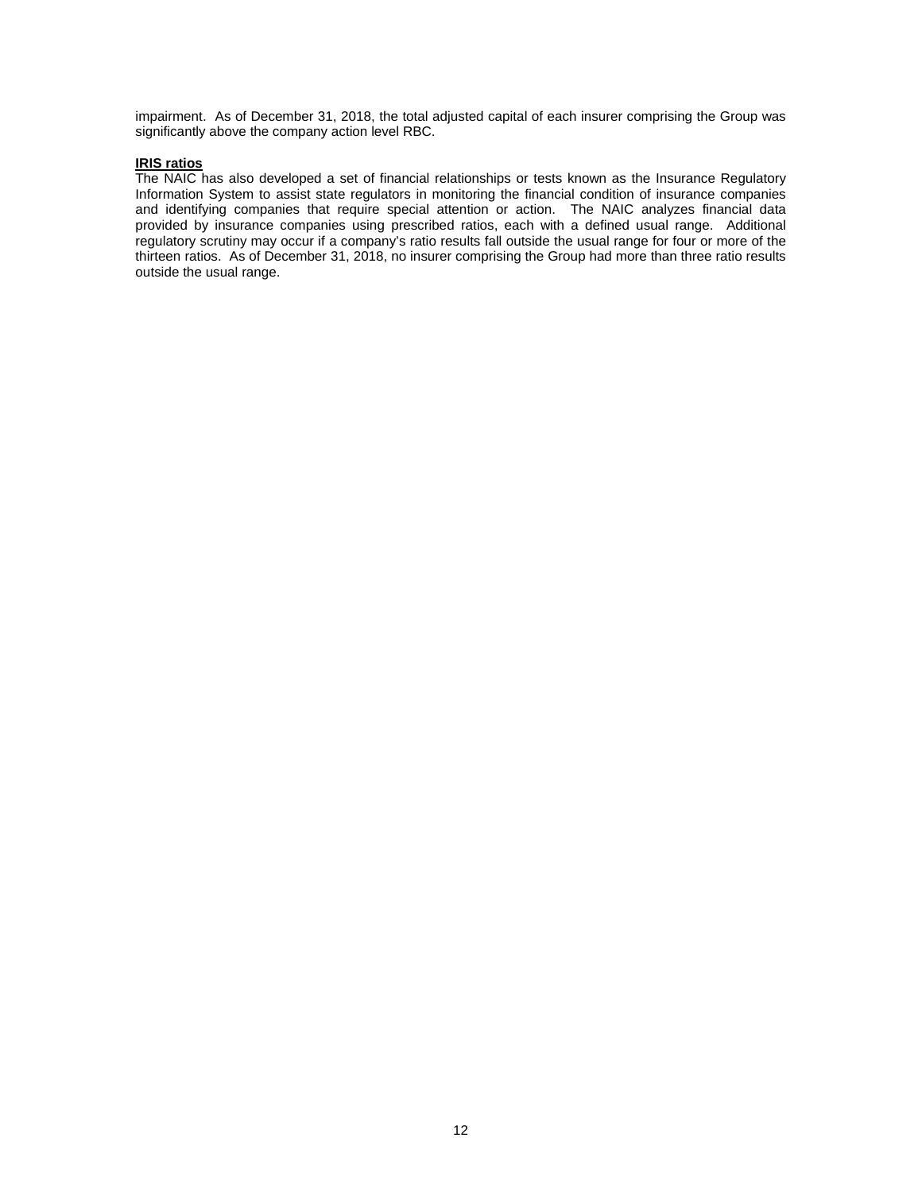impairment. As of December 31, 2018, the total adjusted capital of each insurer comprising the Group was significantly above the company action level RBC.

**IRIS ratios**

The NAIC has also developed a set of financial relationships or tests known as the Insurance Regulatory Information System to assist state regulators in monitoring the financial condition of insurance companies and identifying companies that require special attention or action. The NAIC analyzes financial data provided by insurance companies using prescribed ratios, each with a defined usual range. Additional regulatory scrutiny may occur if a company's ratio results fall outside the usual range for four or more of the thirteen ratios. As of December 31, 2018, no insurer comprising the Group had more than three ratio results outside the usual range.